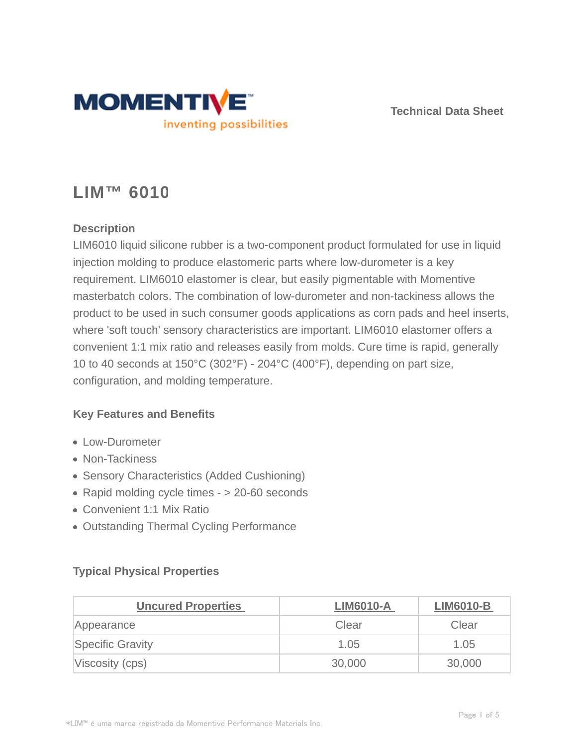Technical Data Sheet

# LIM™ 6010

## Description

LIM6010 liquid silicone rubber is a two-component product formulated for use in liquid injection molding to produce elastomeric parts where low-durometer is a key requirement. LIM6010 elastomer is clear, but easily pigmentable with Momentive masterbatch colors. The combination of low-durometer and non-tackiness allows the product to be used in such consumer goods applications as corn pads and heel inserts, where 'soft touch' sensory characteristics are important. LIM6010 elastomer offers a convenient 1:1 mix ratio and releases easily from molds. Cure time is rapid, generally 10 to 40 seconds at 150°C (302°F) - 204°C (400°F), depending on part size, configuration, and molding temperature.

## Key Features and Benefits

- Low-Durometer
- Non-Tackiness
- Sensory Characteristics (Added Cushioning)
- Rapid molding cycle times - > 20-60 seconds
- Convenient 1:1 Mix Ratio
- Outstanding Thermal Cycling Performance

## Typical Physical Properties

| Uncured Properties | LIM6010-A | LIM6010-B |
|---|---|---|
| Appearance | Clear | Clear |
| Specific Gravity | 1.05 | 1.05 |
| Viscosity (cps) | 30,000 | 30,000 |

*LIM™ é uma marca registrada da Momentive Performance Materials Inc.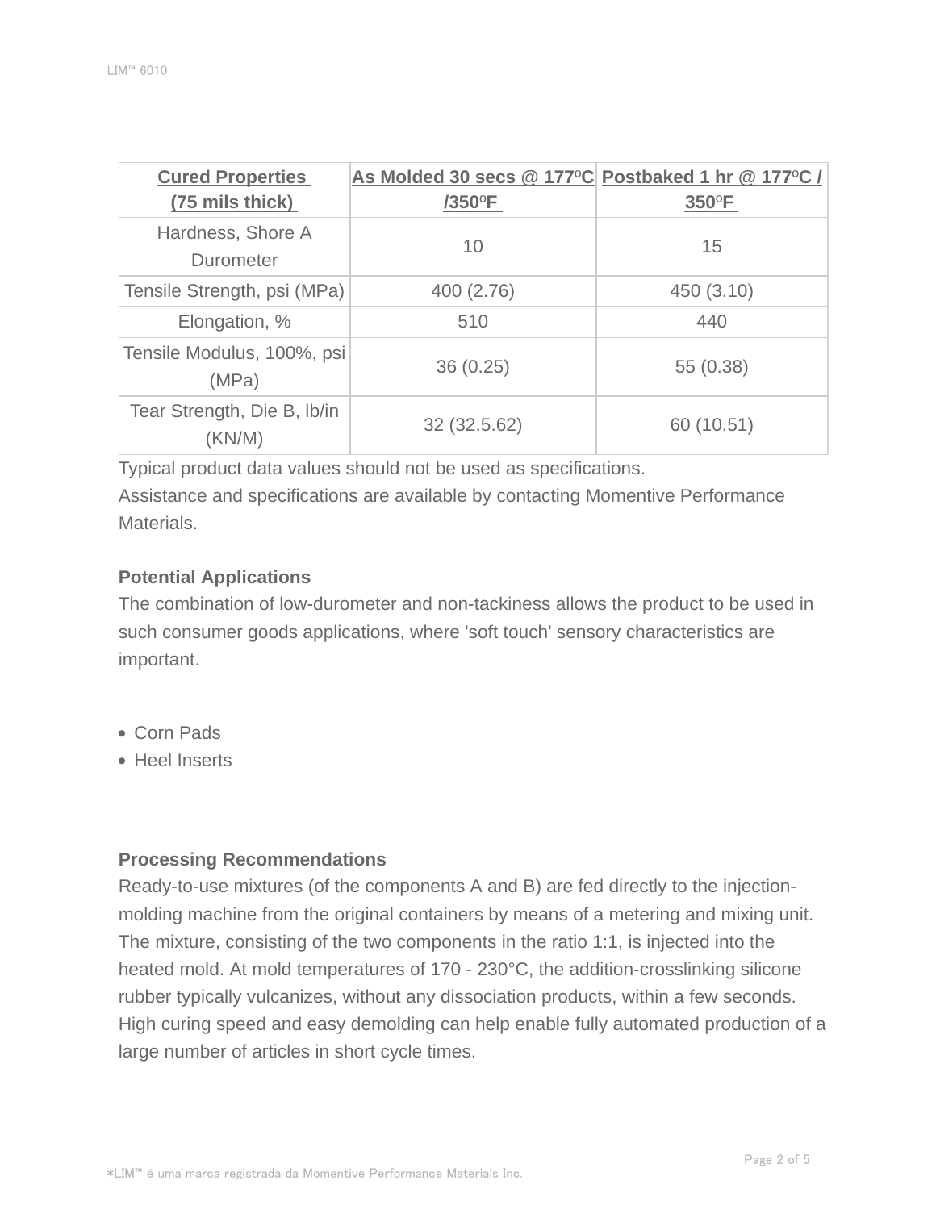| **Cured Properties (75 mils thick)** | **As Molded 30 secs @ 177ºC /350ºF** | **Postbaked 1 hr @ 177ºC / 350ºF** |
| --- | --- | --- |
| Hardness, Shore A Durometer | 10 | 15 |
| Tensile Strength, psi (MPa) | 400 (2.76) | 450 (3.10) |
| Elongation, % | 510 | 440 |
| Tensile Modulus, 100%, psi (MPa) | 36 (0.25) | 55 (0.38) |
| Tear Strength, Die B, lb/in (KN/M) | 32 (32.5.62) | 60 (10.51) |

Typical product data values should not be used as specifications.
Assistance and specifications are available by contacting Momentive Performance Materials.

**Potential Applications**

The combination of low-durometer and non-tackiness allows the product to be used in such consumer goods applications, where 'soft touch' sensory characteristics are important.

- Corn Pads
- Heel Inserts

**Processing Recommendations**

Ready-to-use mixtures (of the components A and B) are fed directly to the injection-molding machine from the original containers by means of a metering and mixing unit. The mixture, consisting of the two components in the ratio 1:1, is injected into the heated mold. At mold temperatures of 170 - 230°C, the addition-crosslinking silicone rubber typically vulcanizes, without any dissociation products, within a few seconds. High curing speed and easy demolding can help enable fully automated production of a large number of articles in short cycle times.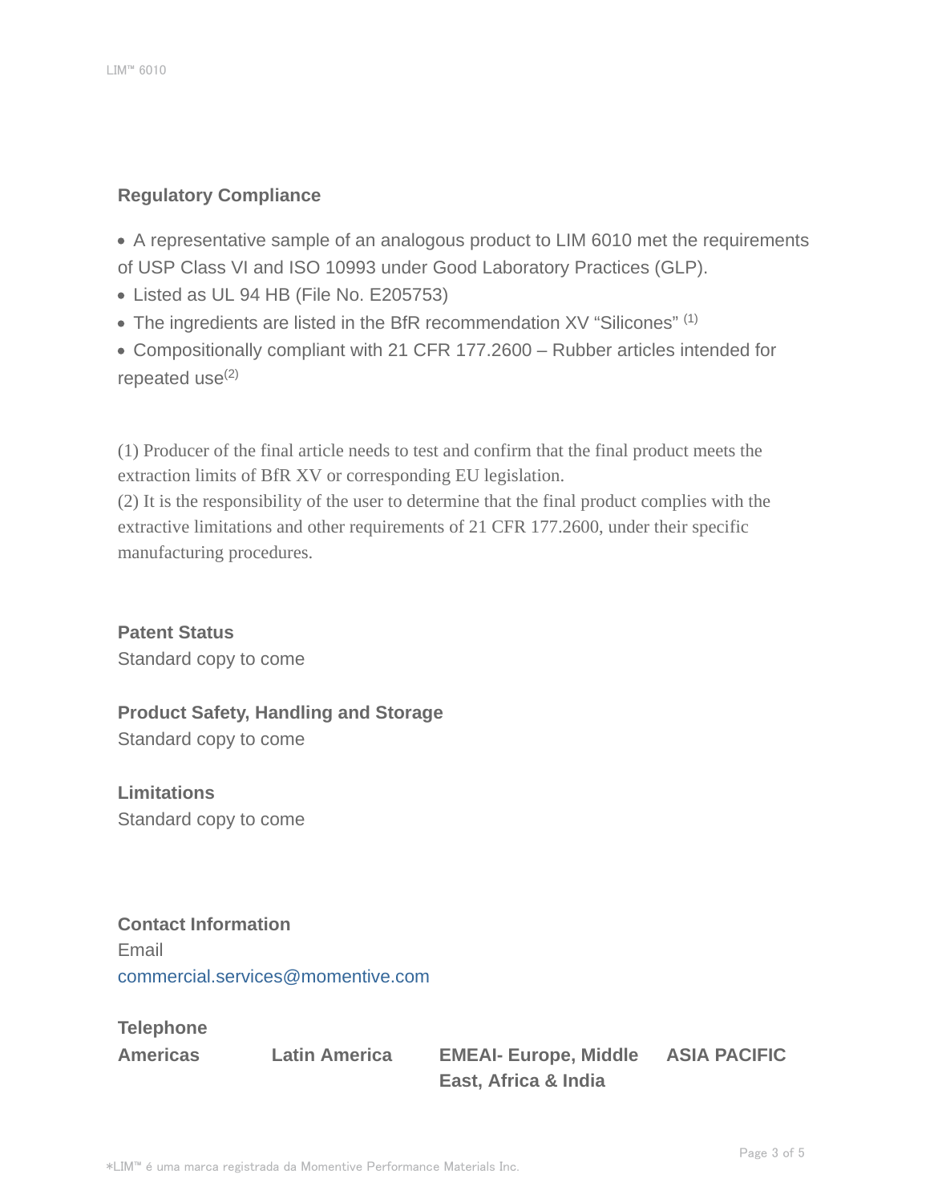## Regulatory Compliance

- A representative sample of an analogous product to LIM 6010 met the requirements of USP Class VI and ISO 10993 under Good Laboratory Practices (GLP).
- Listed as UL 94 HB (File No. E205753)
- The ingredients are listed in the BfR recommendation XV "Silicones" (1)
- Compositionally compliant with 21 CFR 177.2600 – Rubber articles intended for repeated use(2)

(1) Producer of the final article needs to test and confirm that the final product meets the extraction limits of BfR XV or corresponding EU legislation.
(2) It is the responsibility of the user to determine that the final product complies with the extractive limitations and other requirements of 21 CFR 177.2600, under their specific manufacturing procedures.

## Patent Status

Standard copy to come

## Product Safety, Handling and Storage

Standard copy to come

## Limitations

Standard copy to come

## Contact Information

Email

commercial.services@momentive.com

**Telephone**

| Americas | Latin America | EMEAI- Europe, Middle East, Africa & India | ASIA PACIFIC |
|---|---|---|---|

*LIM™ é uma marca registrada da Momentive Performance Materials Inc.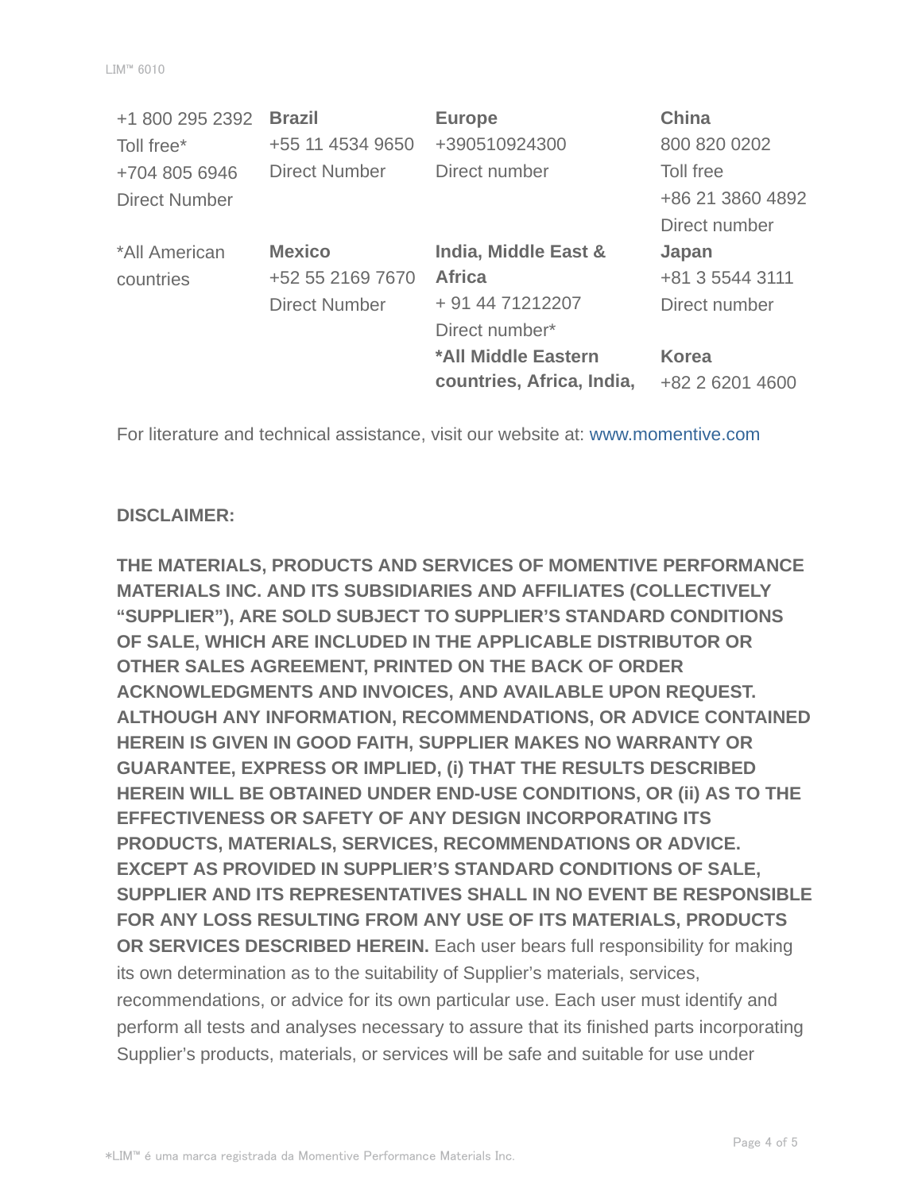| +1 800 295 2392 Toll free* +704 805 6946 Direct Number | **Brazil** +55 11 4534 9650 Direct Number | **Europe** +390510924300 Direct number | **China** 800 820 0202 Toll free +86 21 3860 4892 Direct number |
|---|---|---|---|
| *All American countries | **Mexico** +52 55 2169 7670 Direct Number | **India, Middle East & Africa** + 91 44 71212207 Direct number* | **Japan** +81 3 5544 3111 Direct number |
| | | ***All Middle Eastern countries, Africa, India,** | **Korea** +82 2 6201 4600 |

For literature and technical assistance, visit our website at: www.momentive.com

**DISCLAIMER:**

**THE MATERIALS, PRODUCTS AND SERVICES OF MOMENTIVE PERFORMANCE MATERIALS INC. AND ITS SUBSIDIARIES AND AFFILIATES (COLLECTIVELY "SUPPLIER"), ARE SOLD SUBJECT TO SUPPLIER'S STANDARD CONDITIONS OF SALE, WHICH ARE INCLUDED IN THE APPLICABLE DISTRIBUTOR OR OTHER SALES AGREEMENT, PRINTED ON THE BACK OF ORDER ACKNOWLEDGMENTS AND INVOICES, AND AVAILABLE UPON REQUEST. ALTHOUGH ANY INFORMATION, RECOMMENDATIONS, OR ADVICE CONTAINED HEREIN IS GIVEN IN GOOD FAITH, SUPPLIER MAKES NO WARRANTY OR GUARANTEE, EXPRESS OR IMPLIED, (i) THAT THE RESULTS DESCRIBED HEREIN WILL BE OBTAINED UNDER END-USE CONDITIONS, OR (ii) AS TO THE EFFECTIVENESS OR SAFETY OF ANY DESIGN INCORPORATING ITS PRODUCTS, MATERIALS, SERVICES, RECOMMENDATIONS OR ADVICE. EXCEPT AS PROVIDED IN SUPPLIER'S STANDARD CONDITIONS OF SALE, SUPPLIER AND ITS REPRESENTATIVES SHALL IN NO EVENT BE RESPONSIBLE FOR ANY LOSS RESULTING FROM ANY USE OF ITS MATERIALS, PRODUCTS OR SERVICES DESCRIBED HEREIN.** Each user bears full responsibility for making its own determination as to the suitability of Supplier's materials, services, recommendations, or advice for its own particular use. Each user must identify and perform all tests and analyses necessary to assure that its finished parts incorporating Supplier's products, materials, or services will be safe and suitable for use under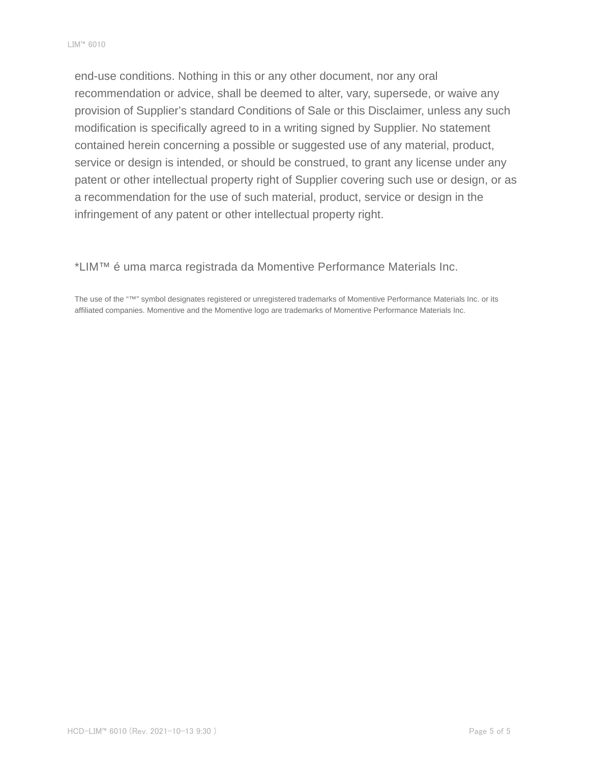end-use conditions. Nothing in this or any other document, nor any oral recommendation or advice, shall be deemed to alter, vary, supersede, or waive any provision of Supplier's standard Conditions of Sale or this Disclaimer, unless any such modification is specifically agreed to in a writing signed by Supplier. No statement contained herein concerning a possible or suggested use of any material, product, service or design is intended, or should be construed, to grant any license under any patent or other intellectual property right of Supplier covering such use or design, or as a recommendation for the use of such material, product, service or design in the infringement of any patent or other intellectual property right.

*LIM™ é uma marca registrada da Momentive Performance Materials Inc.

The use of the "™" symbol designates registered or unregistered trademarks of Momentive Performance Materials Inc. or its affiliated companies. Momentive and the Momentive logo are trademarks of Momentive Performance Materials Inc.